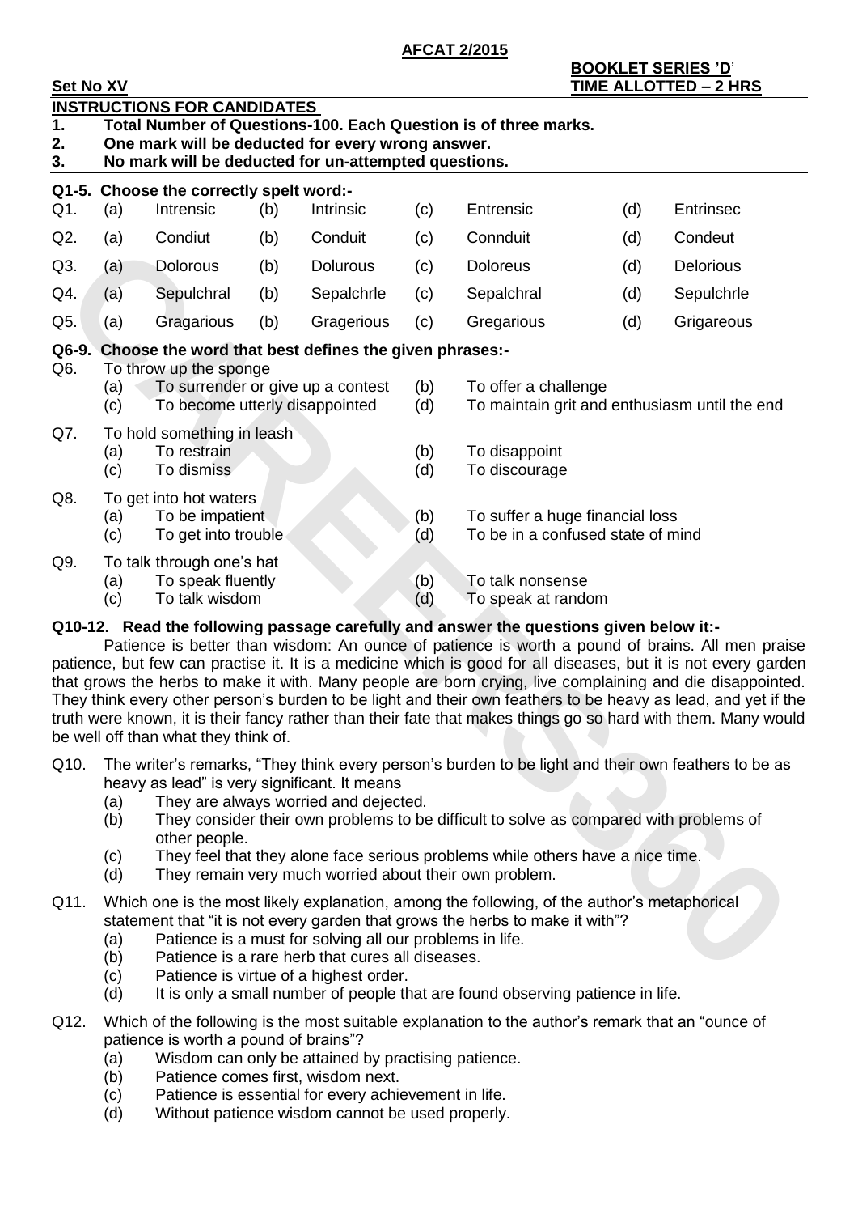**AFCAT 2/2015**

**BOOKLET SERIES 'D'**

**Set No XV** **TIME ALLOTTED – 2 HRS**

**INSTRUCTIONS FOR CANDIDATES**

1. **Total Number of Questions-100. Each Question is of three marks.**
2. **One mark will be deducted for every wrong answer.**
3. **No mark will be deducted for un-attempted questions.**

**Q1-5. Choose the correctly spelt word:-**

| | | | | | | | | |
|---|---|---|---|---|---|---|---|---|
| Q1. | (a) | Intrensic | (b) | Intrinsic | (c) | Entrensic | (d) | Entrinsec |
| Q2. | (a) | Condiut | (b) | Conduit | (c) | Connduit | (d) | Condeut |
| Q3. | (a) | Dolorous | (b) | Dolurous | (c) | Doloreus | (d) | Delorious |
| Q4. | (a) | Sepulchral | (b) | Sepalchrle | (c) | Sepalchral | (d) | Sepulchrle |
| Q5. | (a) | Gragarious | (b) | Gragerious | (c) | Gregarious | (d) | Grigareous |

**Q6-9. Choose the word that best defines the given phrases:-**

Q6. To throw up the sponge
- (a) To surrender or give up a contest
- (b) To offer a challenge
- (c) To become utterly disappointed
- (d) To maintain grit and enthusiasm until the end

Q7. To hold something in leash
- (a) To restrain
- (b) To disappoint
- (c) To dismiss
- (d) To discourage

Q8. To get into hot waters
- (a) To be impatient
- (b) To suffer a huge financial loss
- (c) To get into trouble
- (d) To be in a confused state of mind

Q9. To talk through one's hat
- (a) To speak fluently
- (b) To talk nonsense
- (c) To talk wisdom
- (d) To speak at random

**Q10-12. Read the following passage carefully and answer the questions given below it:-**

Patience is better than wisdom: An ounce of patience is worth a pound of brains. All men praise patience, but few can practise it. It is a medicine which is good for all diseases, but it is not every garden that grows the herbs to make it with. Many people are born crying, live complaining and die disappointed. They think every other person's burden to be light and their own feathers to be heavy as lead, and yet if the truth were known, it is their fancy rather than their fate that makes things go so hard with them. Many would be well off than what they think of.

Q10. The writer's remarks, "They think every person's burden to be light and their own feathers to be as heavy as lead" is very significant. It means
- (a) They are always worried and dejected.
- (b) They consider their own problems to be difficult to solve as compared with problems of other people.
- (c) They feel that they alone face serious problems while others have a nice time.
- (d) They remain very much worried about their own problem.

Q11. Which one is the most likely explanation, among the following, of the author's metaphorical statement that "it is not every garden that grows the herbs to make it with"?
- (a) Patience is a must for solving all our problems in life.
- (b) Patience is a rare herb that cures all diseases.
- (c) Patience is virtue of a highest order.
- (d) It is only a small number of people that are found observing patience in life.

Q12. Which of the following is the most suitable explanation to the author's remark that an "ounce of patience is worth a pound of brains"?
- (a) Wisdom can only be attained by practising patience.
- (b) Patience comes first, wisdom next.
- (c) Patience is essential for every achievement in life.
- (d) Without patience wisdom cannot be used properly.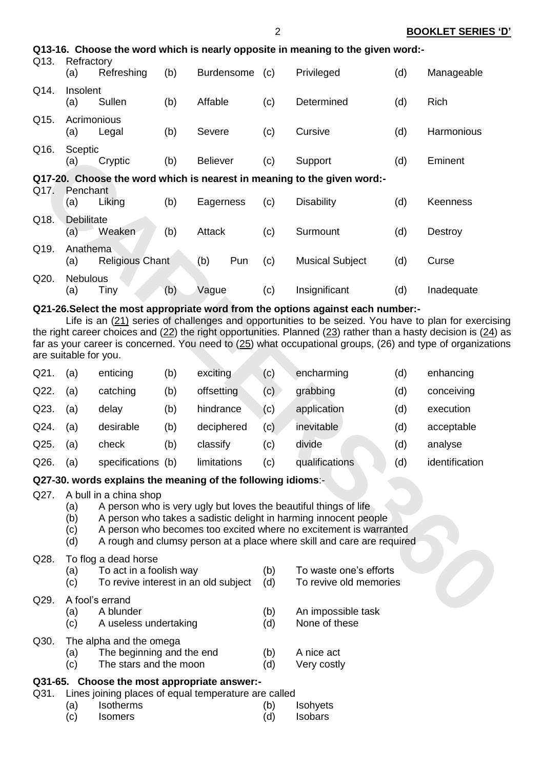**Q13-16. Choose the word which is nearly opposite in meaning to the given word:-**

Q13. Refractory
(a) Refreshing (b) Burdensome (c) Privileged (d) Manageable

Q14. Insolent
(a) Sullen (b) Affable (c) Determined (d) Rich

Q15. Acrimonious
(a) Legal (b) Severe (c) Cursive (d) Harmonious

Q16. Sceptic
(a) Cryptic (b) Believer (c) Support (d) Eminent

**Q17-20. Choose the word which is nearest in meaning to the given word:-**

Q17. Penchant
(a) Liking (b) Eagerness (c) Disability (d) Keenness

Q18. Debilitate
(a) Weaken (b) Attack (c) Surmount (d) Destroy

Q19. Anathema
(a) Religious Chant (b) Pun (c) Musical Subject (d) Curse

Q20. Nebulous
(a) Tiny (b) Vague (c) Insignificant (d) Inadequate

**Q21-26.Select the most appropriate word from the options against each number:-**

Life is an (21) series of challenges and opportunities to be seized. You have to plan for exercising the right career choices and (22) the right opportunities. Planned (23) rather than a hasty decision is (24) as far as your career is concerned. You need to (25) what occupational groups, (26) and type of organizations are suitable for you.

Q21. (a) enticing (b) exciting (c) encharming (d) enhancing

Q22. (a) catching (b) offsetting (c) grabbing (d) conceiving

Q23. (a) delay (b) hindrance (c) application (d) execution

Q24. (a) desirable (b) deciphered (c) inevitable (d) acceptable

Q25. (a) check (b) classify (c) divide (d) analyse

Q26. (a) specifications (b) limitations (c) qualifications (d) identification

**Q27-30. words explains the meaning of the following idioms**:-

Q27. A bull in a china shop
(a) A person who is very ugly but loves the beautiful things of life
(b) A person who takes a sadistic delight in harming innocent people
(c) A person who becomes too excited where no excitement is warranted
(d) A rough and clumsy person at a place where skill and care are required

Q28. To flog a dead horse
(a) To act in a foolish way (b) To waste one's efforts
(c) To revive interest in an old subject (d) To revive old memories

Q29. A fool's errand
(a) A blunder (b) An impossible task
(c) A useless undertaking (d) None of these

Q30. The alpha and the omega
(a) The beginning and the end (b) A nice act
(c) The stars and the moon (d) Very costly

**Q31-65. Choose the most appropriate answer:-**

Q31. Lines joining places of equal temperature are called
(a) Isotherms (b) Isohyets
(c) Isomers (d) Isobars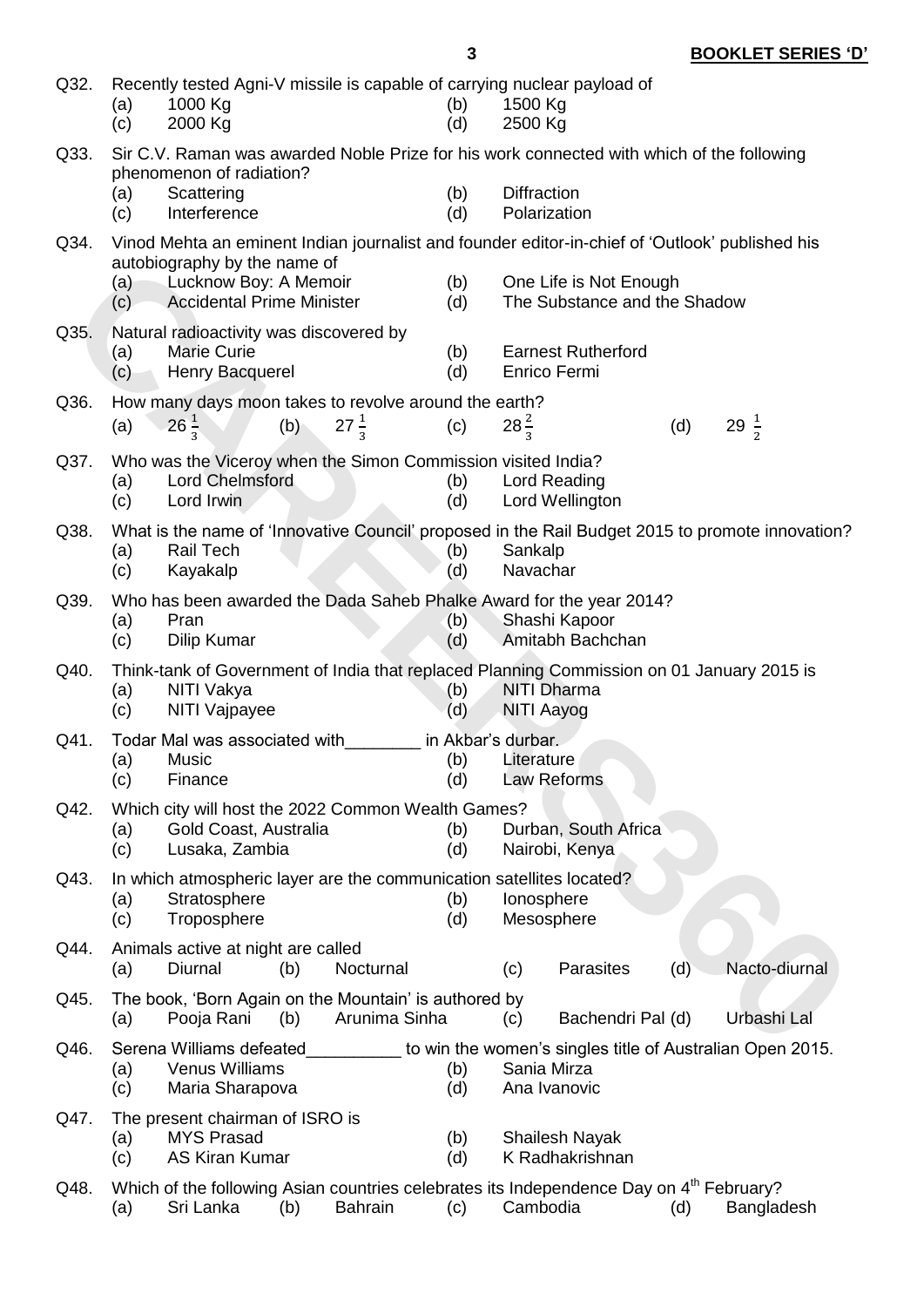Q32. Recently tested Agni-V missile is capable of carrying nuclear payload of
(a) 1000 Kg
(b) 1500 Kg
(c) 2000 Kg
(d) 2500 Kg

Q33. Sir C.V. Raman was awarded Noble Prize for his work connected with which of the following phenomenon of radiation?
(a) Scattering
(b) Diffraction
(c) Interference
(d) Polarization

Q34. Vinod Mehta an eminent Indian journalist and founder editor-in-chief of 'Outlook' published his autobiography by the name of
(a) Lucknow Boy: A Memoir
(b) One Life is Not Enough
(c) Accidental Prime Minister
(d) The Substance and the Shadow

Q35. Natural radioactivity was discovered by
(a) Marie Curie
(b) Earnest Rutherford
(c) Henry Bacquerel
(d) Enrico Fermi

Q36. How many days moon takes to revolve around the earth?
(a) $26\frac{1}{3}$
(b) $27\frac{1}{3}$
(c) $28\frac{2}{3}$
(d) $29\frac{1}{2}$

Q37. Who was the Viceroy when the Simon Commission visited India?
(a) Lord Chelmsford
(b) Lord Reading
(c) Lord Irwin
(d) Lord Wellington

Q38. What is the name of 'Innovative Council' proposed in the Rail Budget 2015 to promote innovation?
(a) Rail Tech
(b) Sankalp
(c) Kayakalp
(d) Navachar

Q39. Who has been awarded the Dada Saheb Phalke Award for the year 2014?
(a) Pran
(b) Shashi Kapoor
(c) Dilip Kumar
(d) Amitabh Bachchan

Q40. Think-tank of Government of India that replaced Planning Commission on 01 January 2015 is
(a) NITI Vakya
(b) NITI Dharma
(c) NITI Vajpayee
(d) NITI Aayog

Q41. Todar Mal was associated with________ in Akbar's durbar.
(a) Music
(b) Literature
(c) Finance
(d) Law Reforms

Q42. Which city will host the 2022 Common Wealth Games?
(a) Gold Coast, Australia
(b) Durban, South Africa
(c) Lusaka, Zambia
(d) Nairobi, Kenya

Q43. In which atmospheric layer are the communication satellites located?
(a) Stratosphere
(b) Ionosphere
(c) Troposphere
(d) Mesosphere

Q44. Animals active at night are called
(a) Diurnal
(b) Nocturnal
(c) Parasites
(d) Nacto-diurnal

Q45. The book, 'Born Again on the Mountain' is authored by
(a) Pooja Rani
(b) Arunima Sinha
(c) Bachendri Pal
(d) Urbashi Lal

Q46. Serena Williams defeated__________ to win the women's singles title of Australian Open 2015.
(a) Venus Williams
(b) Sania Mirza
(c) Maria Sharapova
(d) Ana Ivanovic

Q47. The present chairman of ISRO is
(a) MYS Prasad
(b) Shailesh Nayak
(c) AS Kiran Kumar
(d) K Radhakrishnan

Q48. Which of the following Asian countries celebrates its Independence Day on 4th February?
(a) Sri Lanka
(b) Bahrain
(c) Cambodia
(d) Bangladesh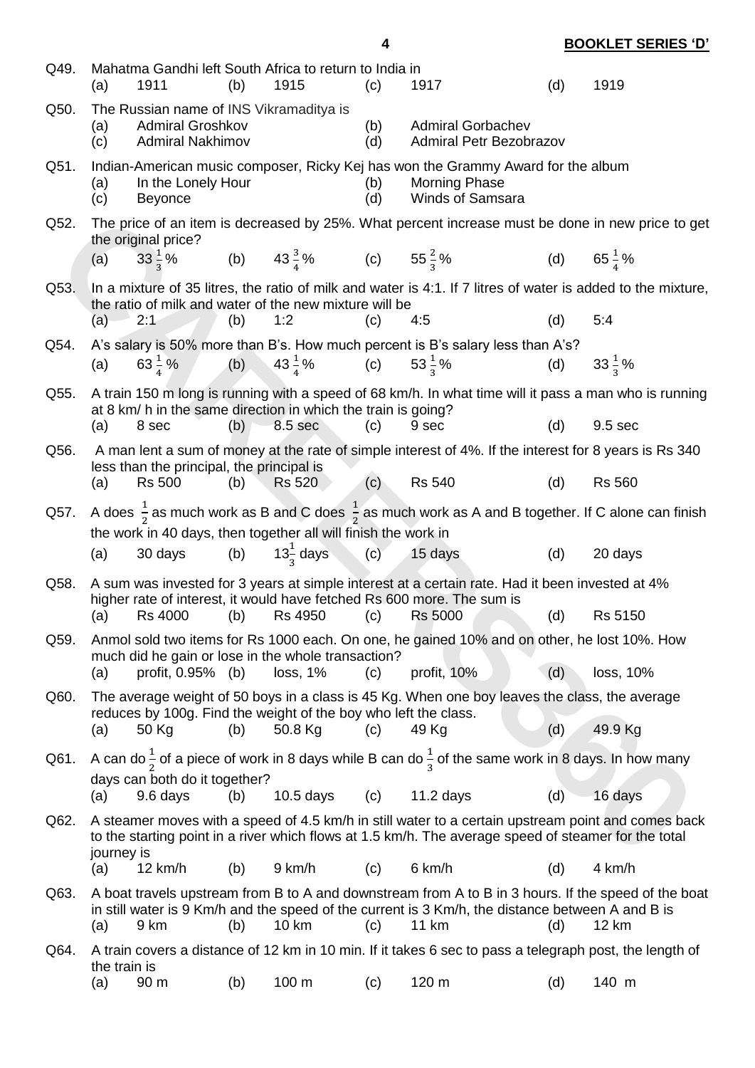Q49. Mahatma Gandhi left South Africa to return to India in

(a) 1911 (b) 1915 (c) 1917 (d) 1919

Q50. The Russian name of INS Vikramaditya is

(a) Admiral Groshkov (b) Admiral Gorbachev
(c) Admiral Nakhimov (d) Admiral Petr Bezobrazov

Q51. Indian-American music composer, Ricky Kej has won the Grammy Award for the album

(a) In the Lonely Hour (b) Morning Phase
(c) Beyonce (d) Winds of Samsara

Q52. The price of an item is decreased by 25%. What percent increase must be done in new price to get the original price?

(a) $33\frac{1}{3}$% (b) $43\frac{3}{4}$% (c) $55\frac{2}{3}$% (d) $65\frac{1}{4}$%

Q53. In a mixture of 35 litres, the ratio of milk and water is 4:1. If 7 litres of water is added to the mixture, the ratio of milk and water of the new mixture will be

(a) 2:1 (b) 1:2 (c) 4:5 (d) 5:4

Q54. A's salary is 50% more than B's. How much percent is B's salary less than A's?

(a) $63\frac{1}{4}$% (b) $43\frac{1}{4}$% (c) $53\frac{1}{3}$% (d) $33\frac{1}{3}$%

Q55. A train 150 m long is running with a speed of 68 km/h. In what time will it pass a man who is running at 8 km/ h in the same direction in which the train is going?

(a) 8 sec (b) 8.5 sec (c) 9 sec (d) 9.5 sec

Q56. A man lent a sum of money at the rate of simple interest of 4%. If the interest for 8 years is Rs 340 less than the principal, the principal is

(a) Rs 500 (b) Rs 520 (c) Rs 540 (d) Rs 560

Q57. A does $\frac{1}{2}$ as much work as B and C does $\frac{1}{2}$ as much work as A and B together. If C alone can finish the work in 40 days, then together all will finish the work in

(a) 30 days (b) $13\frac{1}{3}$ days (c) 15 days (d) 20 days

Q58. A sum was invested for 3 years at simple interest at a certain rate. Had it been invested at 4% higher rate of interest, it would have fetched Rs 600 more. The sum is

(a) Rs 4000 (b) Rs 4950 (c) Rs 5000 (d) Rs 5150

Q59. Anmol sold two items for Rs 1000 each. On one, he gained 10% and on other, he lost 10%. How much did he gain or lose in the whole transaction?

(a) profit, 0.95% (b) loss, 1% (c) profit, 10% (d) loss, 10%

Q60. The average weight of 50 boys in a class is 45 Kg. When one boy leaves the class, the average reduces by 100g. Find the weight of the boy who left the class.

(a) 50 Kg (b) 50.8 Kg (c) 49 Kg (d) 49.9 Kg

Q61. A can do $\frac{1}{2}$ of a piece of work in 8 days while B can do $\frac{1}{3}$ of the same work in 8 days. In how many days can both do it together?

(a) 9.6 days (b) 10.5 days (c) 11.2 days (d) 16 days

Q62. A steamer moves with a speed of 4.5 km/h in still water to a certain upstream point and comes back to the starting point in a river which flows at 1.5 km/h. The average speed of steamer for the total journey is

(a) 12 km/h (b) 9 km/h (c) 6 km/h (d) 4 km/h

Q63. A boat travels upstream from B to A and downstream from A to B in 3 hours. If the speed of the boat in still water is 9 Km/h and the speed of the current is 3 Km/h, the distance between A and B is

(a) 9 km (b) 10 km (c) 11 km (d) 12 km

Q64. A train covers a distance of 12 km in 10 min. If it takes 6 sec to pass a telegraph post, the length of the train is

(a) 90 m (b) 100 m (c) 120 m (d) 140 m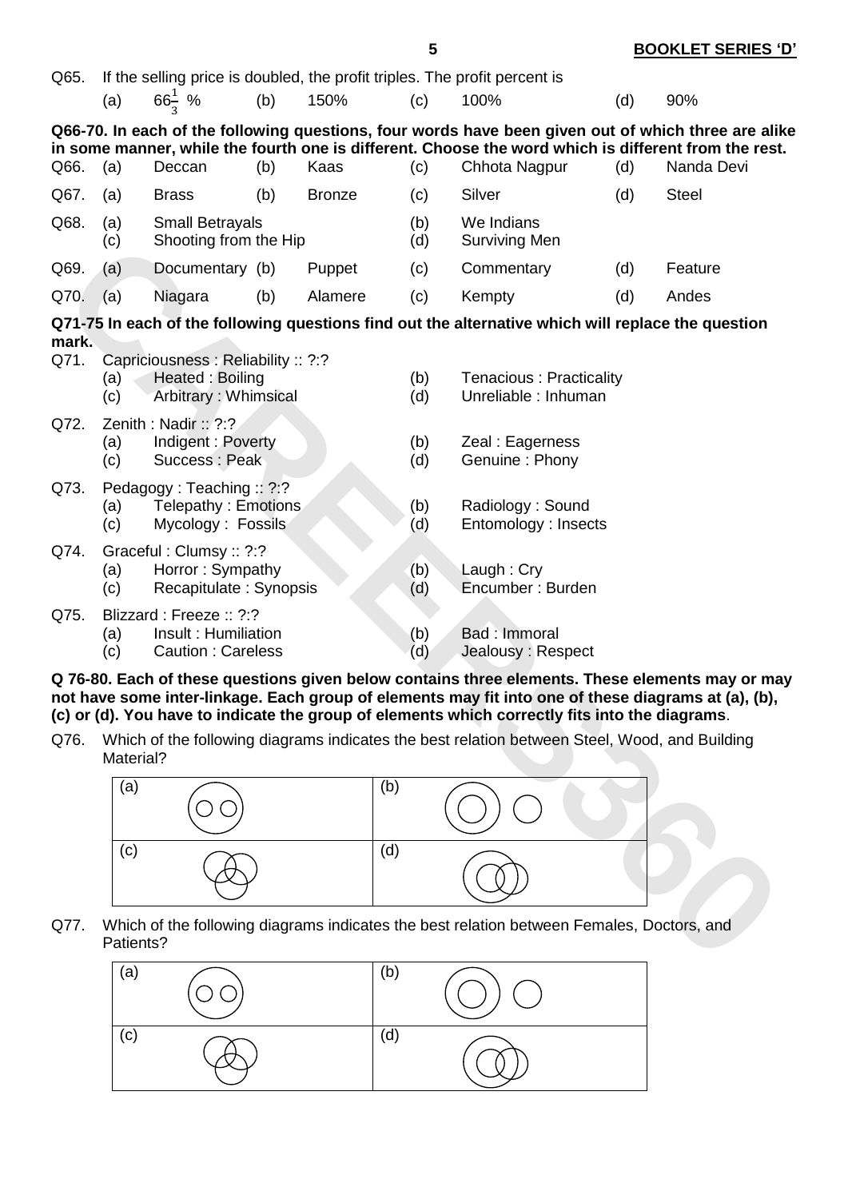Q65. If the selling price is doubled, the profit triples. The profit percent is

(a) $66\frac{1}{3}$ % (b) 150% (c) 100% (d) 90%

**Q66-70. In each of the following questions, four words have been given out of which three are alike in some manner, while the fourth one is different. Choose the word which is different from the rest.**

Q66. (a) Deccan (b) Kaas (c) Chhota Nagpur (d) Nanda Devi

Q67. (a) Brass (b) Bronze (c) Silver (d) Steel

Q68. (a) Small Betrayals (b) We Indians (c) Shooting from the Hip (d) Surviving Men

Q69. (a) Documentary (b) Puppet (c) Commentary (d) Feature

Q70. (a) Niagara (b) Alamere (c) Kempty (d) Andes

**Q71-75 In each of the following questions find out the alternative which will replace the question mark.**

Q71. Capriciousness : Reliability :: ?:?
- (a) Heated : Boiling
- (b) Tenacious : Practicality
- (c) Arbitrary : Whimsical
- (d) Unreliable : Inhuman

Q72. Zenith : Nadir :: ?:?
- (a) Indigent : Poverty
- (b) Zeal : Eagerness
- (c) Success : Peak
- (d) Genuine : Phony

Q73. Pedagogy : Teaching :: ?:?
- (a) Telepathy : Emotions
- (b) Radiology : Sound
- (c) Mycology : Fossils
- (d) Entomology : Insects

Q74. Graceful : Clumsy :: ?:?
- (a) Horror : Sympathy
- (b) Laugh : Cry
- (c) Recapitulate : Synopsis
- (d) Encumber : Burden

Q75. Blizzard : Freeze :: ?:?
- (a) Insult : Humiliation
- (b) Bad : Immoral
- (c) Caution : Careless
- (d) Jealousy : Respect

**Q 76-80. Each of these questions given below contains three elements. These elements may or may not have some inter-linkage. Each group of elements may fit into one of these diagrams at (a), (b), (c) or (d). You have to indicate the group of elements which correctly fits into the diagrams**.

Q76. Which of the following diagrams indicates the best relation between Steel, Wood, and Building Material?

| (a) | (b) |
|---|---|
| (c) | (d) |

Q77. Which of the following diagrams indicates the best relation between Females, Doctors, and Patients?

| (a) | (b) |
|---|---|
| (c) | (d) |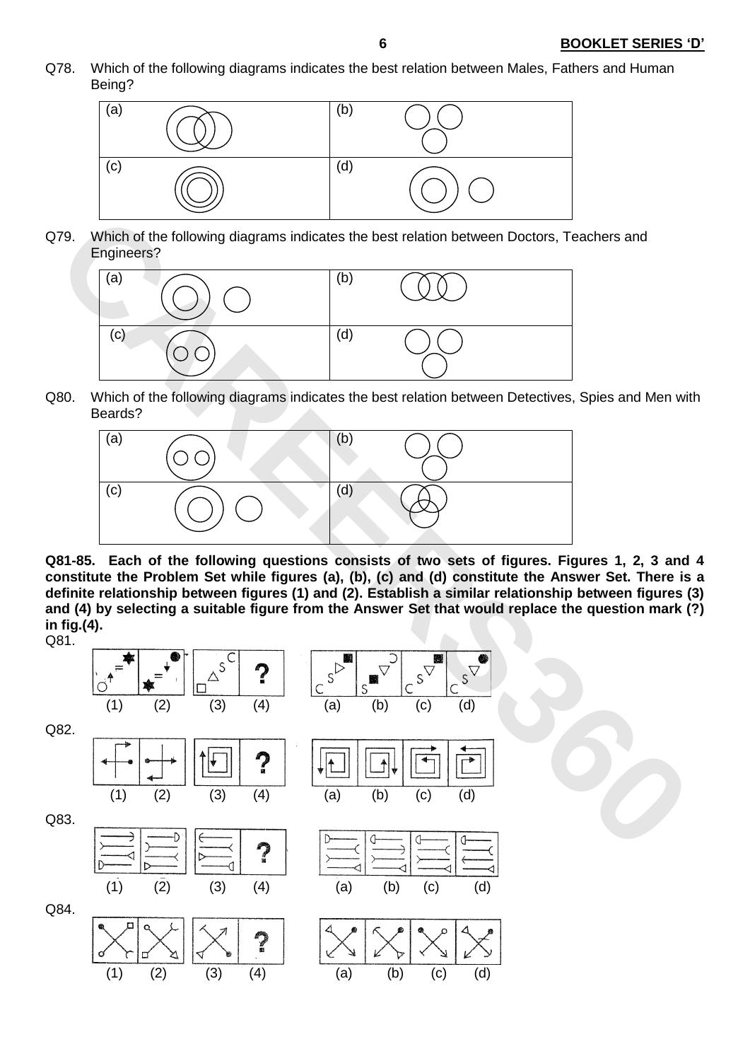Q78. Which of the following diagrams indicates the best relation between Males, Fathers and Human Being?

| (a) | (b) |
| --- | --- |
| (c) | (d) |

Q79. Which of the following diagrams indicates the best relation between Doctors, Teachers and Engineers?

| (a) | (b) |
| --- | --- |
| (c) | (d) |

Q80. Which of the following diagrams indicates the best relation between Detectives, Spies and Men with Beards?

| (a) | (b) |
| --- | --- |
| (c) | (d) |

**Q81-85. Each of the following questions consists of two sets of figures. Figures 1, 2, 3 and 4 constitute the Problem Set while figures (a), (b), (c) and (d) constitute the Answer Set. There is a definite relationship between figures (1) and (2). Establish a similar relationship between figures (3) and (4) by selecting a suitable figure from the Answer Set that would replace the question mark (?) in fig.(4).**

Q81.

(1) (2) (3) (4) ?    (a) (b) (c) (d)

Q82.

(1) (2) (3) (4) ?    (a) (b) (c) (d)

Q83.

(1) (2) (3) (4) ?    (a) (b) (c) (d)

Q84.

(1) (2) (3) (4) ?    (a) (b) (c) (d)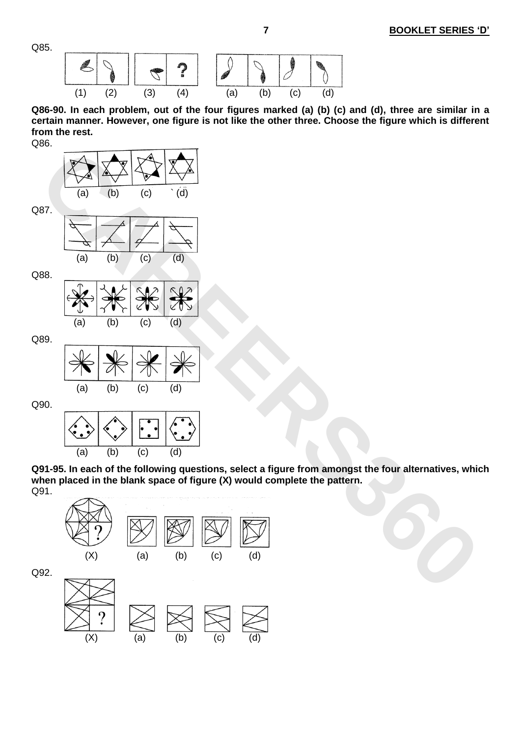Q85.

(1) (2) (3) (4) (a) (b) (c) (d)

**Q86-90. In each problem, out of the four figures marked (a) (b) (c) and (d), three are similar in a certain manner. However, one figure is not like the other three. Choose the figure which is different from the rest.**

Q86.

(a) (b) (c) (d)

Q87.

(a) (b) (c) (d)

Q88.

(a) (b) (c) (d)

Q89.

(a) (b) (c) (d)

Q90.

(a) (b) (c) (d)

**Q91-95. In each of the following questions, select a figure from amongst the four alternatives, which when placed in the blank space of figure (X) would complete the pattern.**

Q91.

(X) (a) (b) (c) (d)

Q92.

(X) (a) (b) (c) (d)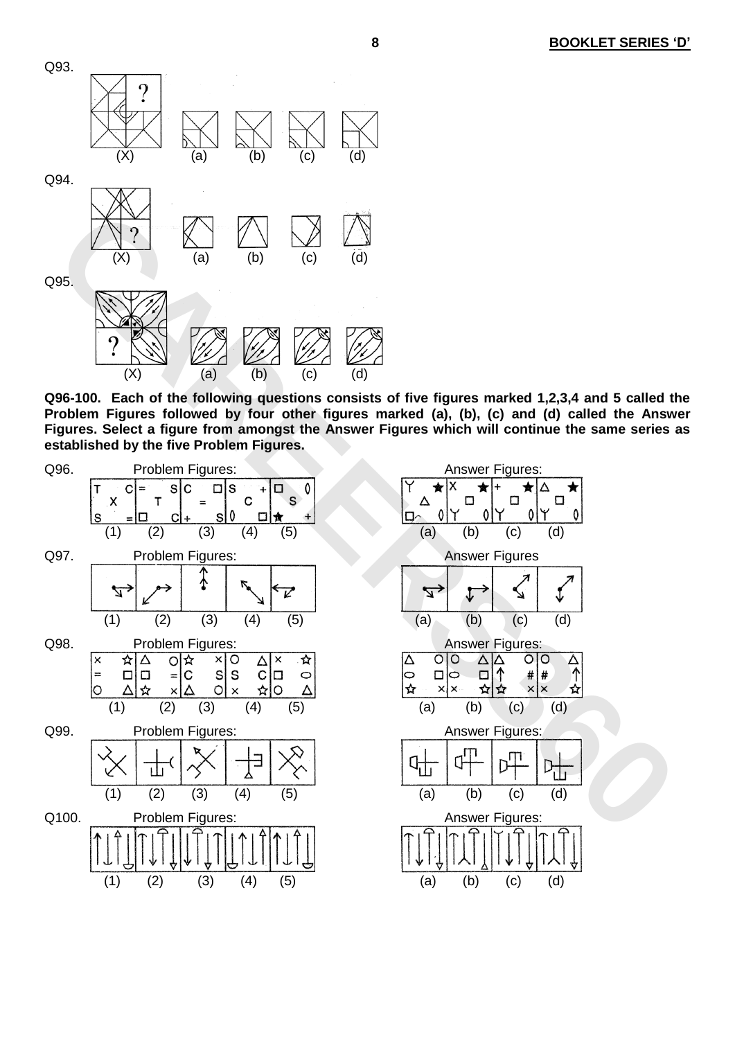Q93.

(X) (a) (b) (c) (d)

Q94.

(X) (a) (b) (c) (d)

Q95.

(X) (a) (b) (c) (d)

**Q96-100. Each of the following questions consists of five figures marked 1,2,3,4 and 5 called the Problem Figures followed by four other figures marked (a), (b), (c) and (d) called the Answer Figures. Select a figure from amongst the Answer Figures which will continue the same series as established by the five Problem Figures.**

Q96. Problem Figures: (1) (2) (3) (4) (5) Answer Figures: (a) (b) (c) (d)

Q97. Problem Figures: (1) (2) (3) (4) (5) Answer Figures (a) (b) (c) (d)

Q98. Problem Figures: (1) (2) (3) (4) (5) Answer Figures: (a) (b) (c) (d)

Q99. Problem Figures: (1) (2) (3) (4) (5) Answer Figures: (a) (b) (c) (d)

Q100. Problem Figures: (1) (2) (3) (4) (5) Answer Figures: (a) (b) (c) (d)